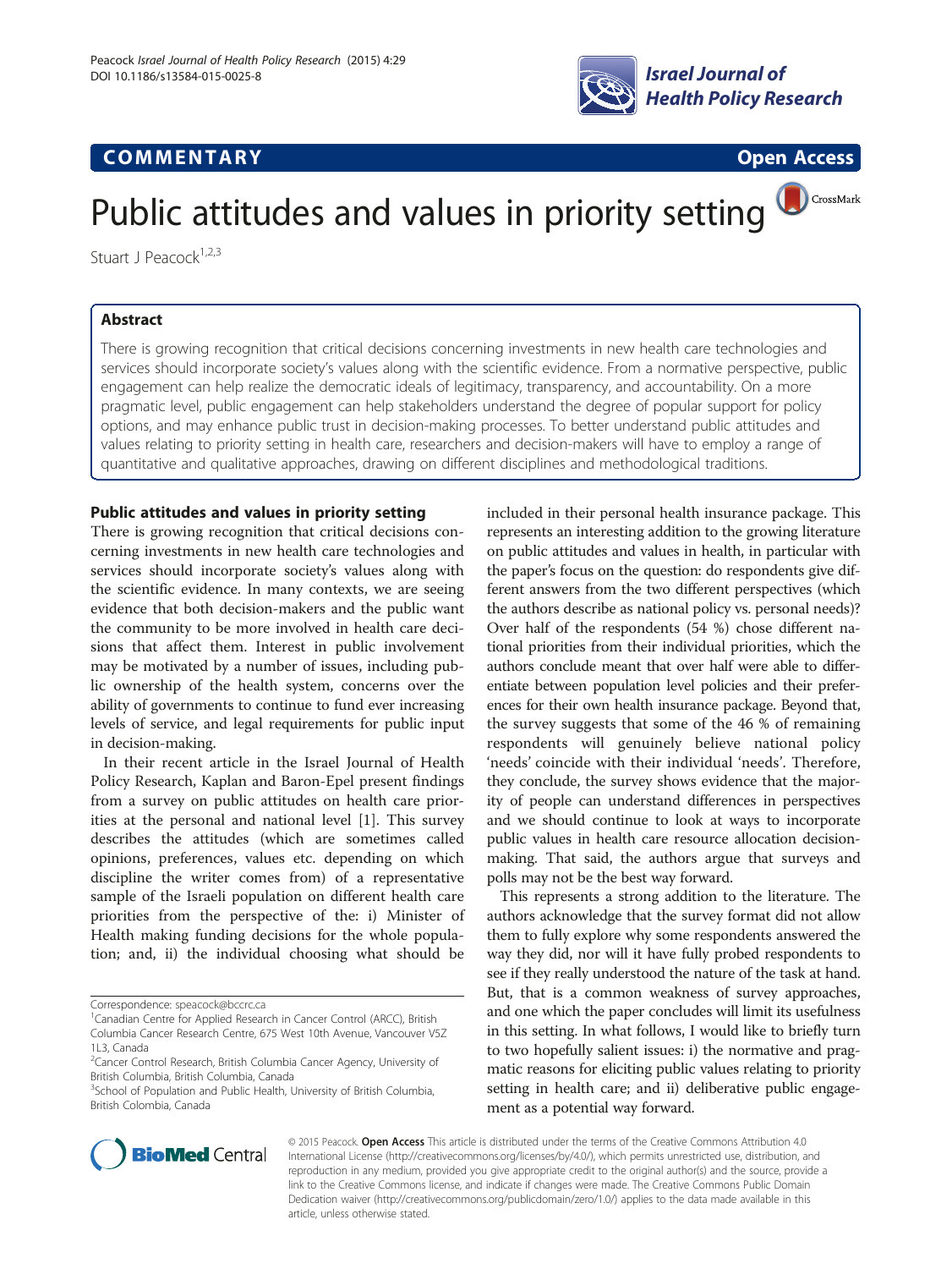# COMMENTARY

Open Access

# Public attitudes and values in priority setting

Stuart J Peacock[1,2,3]

## Abstract

There is growing recognition that critical decisions concerning investments in new health care technologies and services should incorporate society's values along with the scientific evidence. From a normative perspective, public engagement can help realize the democratic ideals of legitimacy, transparency, and accountability. On a more pragmatic level, public engagement can help stakeholders understand the degree of popular support for policy options, and may enhance public trust in decision-making processes. To better understand public attitudes and values relating to priority setting in health care, researchers and decision-makers will have to employ a range of quantitative and qualitative approaches, drawing on different disciplines and methodological traditions.

## Public attitudes and values in priority setting

There is growing recognition that critical decisions concerning investments in new health care technologies and services should incorporate society's values along with the scientific evidence. In many contexts, we are seeing evidence that both decision-makers and the public want the community to be more involved in health care decisions that affect them. Interest in public involvement may be motivated by a number of issues, including public ownership of the health system, concerns over the ability of governments to continue to fund ever increasing levels of service, and legal requirements for public input in decision-making.

In their recent article in the Israel Journal of Health Policy Research, Kaplan and Baron-Epel present findings from a survey on public attitudes on health care priorities at the personal and national level [1]. This survey describes the attitudes (which are sometimes called opinions, preferences, values etc. depending on which discipline the writer comes from) of a representative sample of the Israeli population on different health care priorities from the perspective of the: i) Minister of Health making funding decisions for the whole population; and, ii) the individual choosing what should be included in their personal health insurance package. This represents an interesting addition to the growing literature on public attitudes and values in health, in particular with the paper's focus on the question: do respondents give different answers from the two different perspectives (which the authors describe as national policy vs. personal needs)? Over half of the respondents (54 %) chose different national priorities from their individual priorities, which the authors conclude meant that over half were able to differentiate between population level policies and their preferences for their own health insurance package. Beyond that, the survey suggests that some of the 46 % of remaining respondents will genuinely believe national policy 'needs' coincide with their individual 'needs'. Therefore, they conclude, the survey shows evidence that the majority of people can understand differences in perspectives and we should continue to look at ways to incorporate public values in health care resource allocation decision-making. That said, the authors argue that surveys and polls may not be the best way forward.

This represents a strong addition to the literature. The authors acknowledge that the survey format did not allow them to fully explore why some respondents answered the way they did, nor will it have fully probed respondents to see if they really understood the nature of the task at hand. But, that is a common weakness of survey approaches, and one which the paper concludes will limit its usefulness in this setting. In what follows, I would like to briefly turn to two hopefully salient issues: i) the normative and pragmatic reasons for eliciting public values relating to priority setting in health care; and ii) deliberative public engagement as a potential way forward.

Correspondence: speacock@bccrc.ca

[1]Canadian Centre for Applied Research in Cancer Control (ARCC), British Columbia Cancer Research Centre, 675 West 10th Avenue, Vancouver V5Z 1L3, Canada

[2]Cancer Control Research, British Columbia Cancer Agency, University of British Columbia, British Columbia, Canada

[3]School of Population and Public Health, University of British Columbia, British Colombia, Canada

© 2015 Peacock. **Open Access** This article is distributed under the terms of the Creative Commons Attribution 4.0 International License (http://creativecommons.org/licenses/by/4.0/), which permits unrestricted use, distribution, and reproduction in any medium, provided you give appropriate credit to the original author(s) and the source, provide a link to the Creative Commons license, and indicate if changes were made. The Creative Commons Public Domain Dedication waiver (http://creativecommons.org/publicdomain/zero/1.0/) applies to the data made available in this article, unless otherwise stated.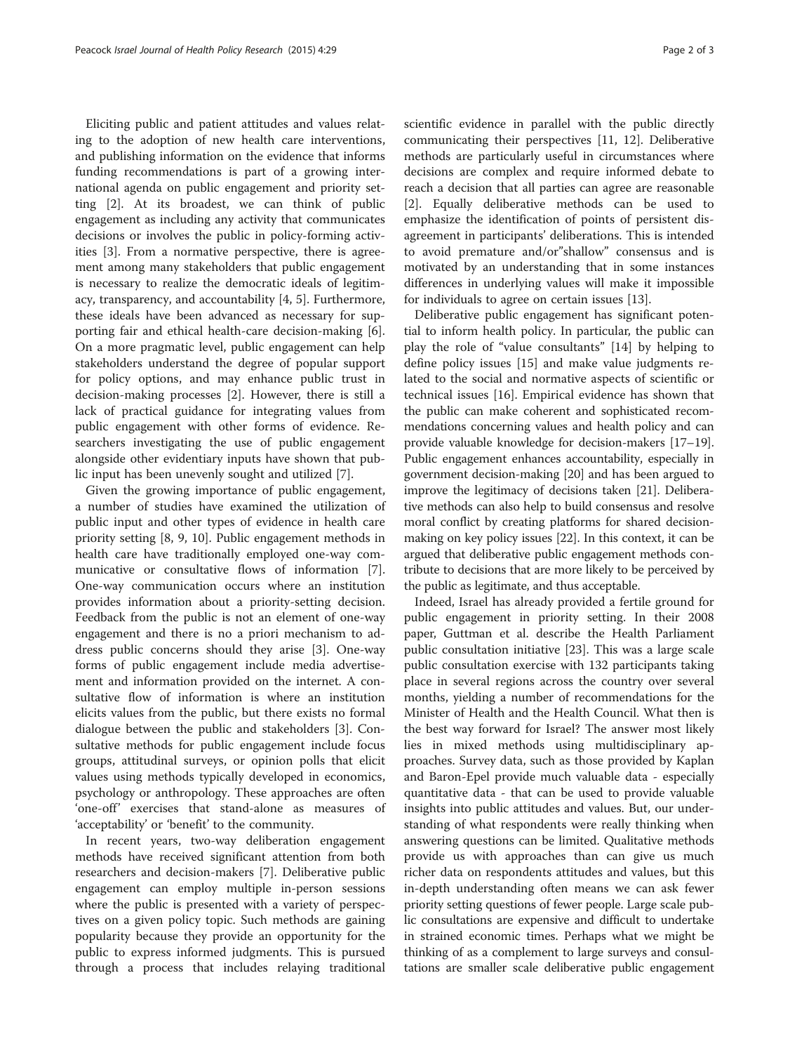Eliciting public and patient attitudes and values relating to the adoption of new health care interventions, and publishing information on the evidence that informs funding recommendations is part of a growing international agenda on public engagement and priority setting [2]. At its broadest, we can think of public engagement as including any activity that communicates decisions or involves the public in policy-forming activities [3]. From a normative perspective, there is agreement among many stakeholders that public engagement is necessary to realize the democratic ideals of legitimacy, transparency, and accountability [4, 5]. Furthermore, these ideals have been advanced as necessary for supporting fair and ethical health-care decision-making [6]. On a more pragmatic level, public engagement can help stakeholders understand the degree of popular support for policy options, and may enhance public trust in decision-making processes [2]. However, there is still a lack of practical guidance for integrating values from public engagement with other forms of evidence. Researchers investigating the use of public engagement alongside other evidentiary inputs have shown that public input has been unevenly sought and utilized [7].

Given the growing importance of public engagement, a number of studies have examined the utilization of public input and other types of evidence in health care priority setting [8, 9, 10]. Public engagement methods in health care have traditionally employed one-way communicative or consultative flows of information [7]. One-way communication occurs where an institution provides information about a priority-setting decision. Feedback from the public is not an element of one-way engagement and there is no a priori mechanism to address public concerns should they arise [3]. One-way forms of public engagement include media advertisement and information provided on the internet. A consultative flow of information is where an institution elicits values from the public, but there exists no formal dialogue between the public and stakeholders [3]. Consultative methods for public engagement include focus groups, attitudinal surveys, or opinion polls that elicit values using methods typically developed in economics, psychology or anthropology. These approaches are often 'one-off' exercises that stand-alone as measures of 'acceptability' or 'benefit' to the community.

In recent years, two-way deliberation engagement methods have received significant attention from both researchers and decision-makers [7]. Deliberative public engagement can employ multiple in-person sessions where the public is presented with a variety of perspectives on a given policy topic. Such methods are gaining popularity because they provide an opportunity for the public to express informed judgments. This is pursued through a process that includes relaying traditional scientific evidence in parallel with the public directly communicating their perspectives [11, 12]. Deliberative methods are particularly useful in circumstances where decisions are complex and require informed debate to reach a decision that all parties can agree are reasonable [2]. Equally deliberative methods can be used to emphasize the identification of points of persistent disagreement in participants' deliberations. This is intended to avoid premature and/or"shallow" consensus and is motivated by an understanding that in some instances differences in underlying values will make it impossible for individuals to agree on certain issues [13].

Deliberative public engagement has significant potential to inform health policy. In particular, the public can play the role of "value consultants" [14] by helping to define policy issues [15] and make value judgments related to the social and normative aspects of scientific or technical issues [16]. Empirical evidence has shown that the public can make coherent and sophisticated recommendations concerning values and health policy and can provide valuable knowledge for decision-makers [17–19]. Public engagement enhances accountability, especially in government decision-making [20] and has been argued to improve the legitimacy of decisions taken [21]. Deliberative methods can also help to build consensus and resolve moral conflict by creating platforms for shared decision-making on key policy issues [22]. In this context, it can be argued that deliberative public engagement methods contribute to decisions that are more likely to be perceived by the public as legitimate, and thus acceptable.

Indeed, Israel has already provided a fertile ground for public engagement in priority setting. In their 2008 paper, Guttman et al. describe the Health Parliament public consultation initiative [23]. This was a large scale public consultation exercise with 132 participants taking place in several regions across the country over several months, yielding a number of recommendations for the Minister of Health and the Health Council. What then is the best way forward for Israel? The answer most likely lies in mixed methods using multidisciplinary approaches. Survey data, such as those provided by Kaplan and Baron-Epel provide much valuable data - especially quantitative data - that can be used to provide valuable insights into public attitudes and values. But, our understanding of what respondents were really thinking when answering questions can be limited. Qualitative methods provide us with approaches than can give us much richer data on respondents attitudes and values, but this in-depth understanding often means we can ask fewer priority setting questions of fewer people. Large scale public consultations are expensive and difficult to undertake in strained economic times. Perhaps what we might be thinking of as a complement to large surveys and consultations are smaller scale deliberative public engagement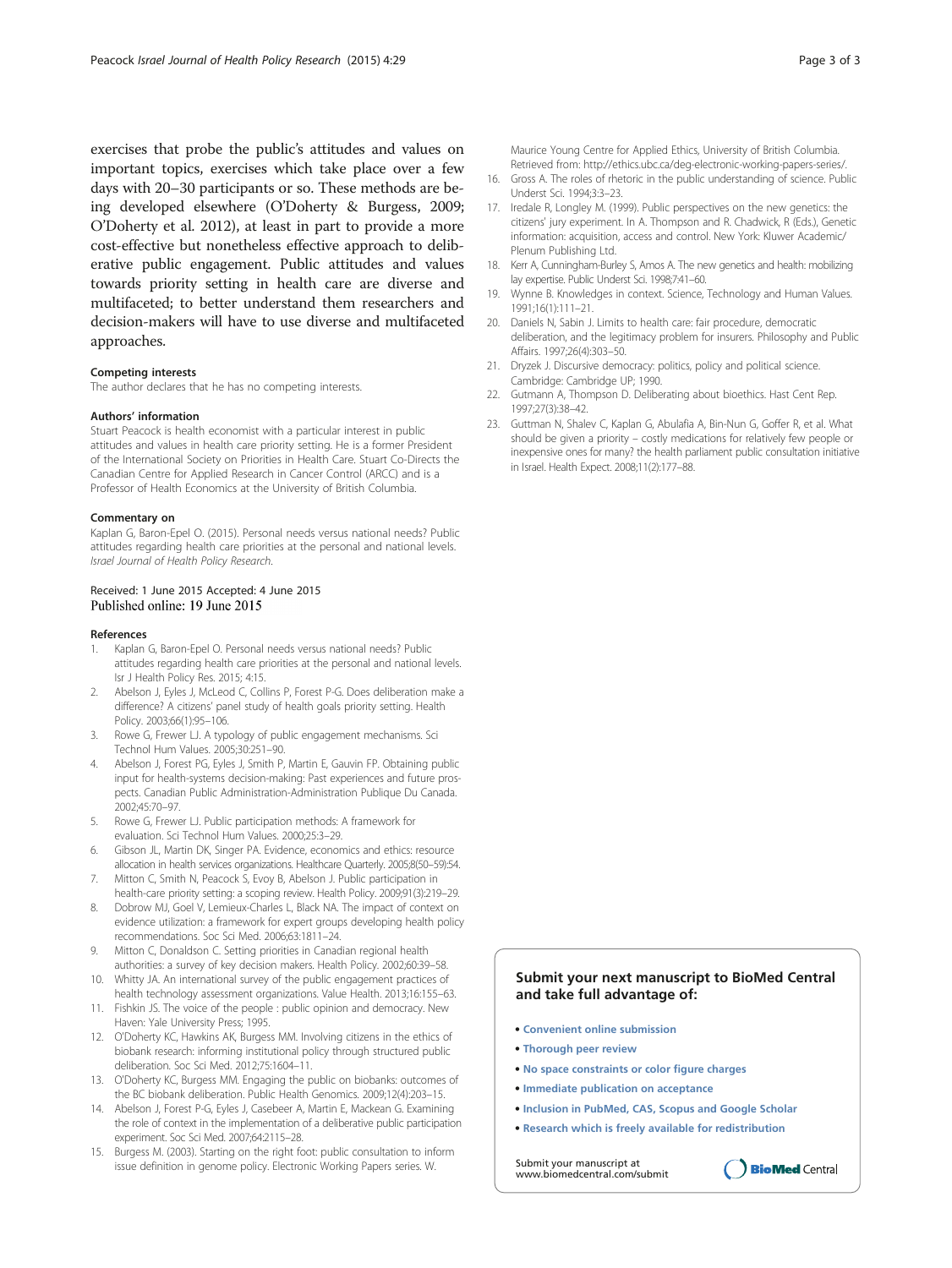exercises that probe the public's attitudes and values on important topics, exercises which take place over a few days with 20–30 participants or so. These methods are being developed elsewhere (O'Doherty & Burgess, 2009; O'Doherty et al. 2012), at least in part to provide a more cost-effective but nonetheless effective approach to deliberative public engagement. Public attitudes and values towards priority setting in health care are diverse and multifaceted; to better understand them researchers and decision-makers will have to use diverse and multifaceted approaches.

#### Competing interests

The author declares that he has no competing interests.

#### Authors' information

Stuart Peacock is health economist with a particular interest in public attitudes and values in health care priority setting. He is a former President of the International Society on Priorities in Health Care. Stuart Co-Directs the Canadian Centre for Applied Research in Cancer Control (ARCC) and is a Professor of Health Economics at the University of British Columbia.

#### Commentary on

Kaplan G, Baron-Epel O. (2015). Personal needs versus national needs? Public attitudes regarding health care priorities at the personal and national levels. *Israel Journal of Health Policy Research*.

Received: 1 June 2015 Accepted: 4 June 2015
Published online: 19 June 2015

#### References

1. Kaplan G, Baron-Epel O. Personal needs versus national needs? Public attitudes regarding health care priorities at the personal and national levels. Isr J Health Policy Res. 2015; 4:15.
2. Abelson J, Eyles J, McLeod C, Collins P, Forest P-G. Does deliberation make a difference? A citizens' panel study of health goals priority setting. Health Policy. 2003;66(1):95–106.
3. Rowe G, Frewer LJ. A typology of public engagement mechanisms. Sci Technol Hum Values. 2005;30:251–90.
4. Abelson J, Forest PG, Eyles J, Smith P, Martin E, Gauvin FP. Obtaining public input for health-systems decision-making: Past experiences and future prospects. Canadian Public Administration-Administration Publique Du Canada. 2002;45:70–97.
5. Rowe G, Frewer LJ. Public participation methods: A framework for evaluation. Sci Technol Hum Values. 2000;25:3–29.
6. Gibson JL, Martin DK, Singer PA. Evidence, economics and ethics: resource allocation in health services organizations. Healthcare Quarterly. 2005;8(50–59):54.
7. Mitton C, Smith N, Peacock S, Evoy B, Abelson J. Public participation in health-care priority setting: a scoping review. Health Policy. 2009;91(3):219–29.
8. Dobrow MJ, Goel V, Lemieux-Charles L, Black NA. The impact of context on evidence utilization: a framework for expert groups developing health policy recommendations. Soc Sci Med. 2006;63:1811–24.
9. Mitton C, Donaldson C. Setting priorities in Canadian regional health authorities: a survey of key decision makers. Health Policy. 2002;60:39–58.
10. Whitty JA. An international survey of the public engagement practices of health technology assessment organizations. Value Health. 2013;16:155–63.
11. Fishkin JS. The voice of the people : public opinion and democracy. New Haven: Yale University Press; 1995.
12. O'Doherty KC, Hawkins AK, Burgess MM. Involving citizens in the ethics of biobank research: informing institutional policy through structured public deliberation. Soc Sci Med. 2012;75:1604–11.
13. O'Doherty KC, Burgess MM. Engaging the public on biobanks: outcomes of the BC biobank deliberation. Public Health Genomics. 2009;12(4):203–15.
14. Abelson J, Forest P-G, Eyles J, Casebeer A, Martin E, Mackean G. Examining the role of context in the implementation of a deliberative public participation experiment. Soc Sci Med. 2007;64:2115–28.
15. Burgess M. (2003). Starting on the right foot: public consultation to inform issue definition in genome policy. Electronic Working Papers series. W. Maurice Young Centre for Applied Ethics, University of British Columbia. Retrieved from: http://ethics.ubc.ca/deg-electronic-working-papers-series/.
16. Gross A. The roles of rhetoric in the public understanding of science. Public Underst Sci. 1994;3:3–23.
17. Iredale R, Longley M. (1999). Public perspectives on the new genetics: the citizens' jury experiment. In A. Thompson and R. Chadwick, R (Eds.), Genetic information: acquisition, access and control. New York: Kluwer Academic/ Plenum Publishing Ltd.
18. Kerr A, Cunningham-Burley S, Amos A. The new genetics and health: mobilizing lay expertise. Public Underst Sci. 1998;7:41–60.
19. Wynne B. Knowledges in context. Science, Technology and Human Values. 1991;16(1):111–21.
20. Daniels N, Sabin J. Limits to health care: fair procedure, democratic deliberation, and the legitimacy problem for insurers. Philosophy and Public Affairs. 1997;26(4):303–50.
21. Dryzek J. Discursive democracy: politics, policy and political science. Cambridge: Cambridge UP; 1990.
22. Gutmann A, Thompson D. Deliberating about bioethics. Hast Cent Rep. 1997;27(3):38–42.
23. Guttman N, Shalev C, Kaplan G, Abulafia A, Bin-Nun G, Goffer R, et al. What should be given a priority – costly medications for relatively few people or inexpensive ones for many? the health parliament public consultation initiative in Israel. Health Expect. 2008;11(2):177–88.

**Submit your next manuscript to BioMed Central and take full advantage of:**

- Convenient online submission
- Thorough peer review
- No space constraints or color figure charges
- Immediate publication on acceptance
- Inclusion in PubMed, CAS, Scopus and Google Scholar
- Research which is freely available for redistribution

Submit your manuscript at www.biomedcentral.com/submit

BioMed Central